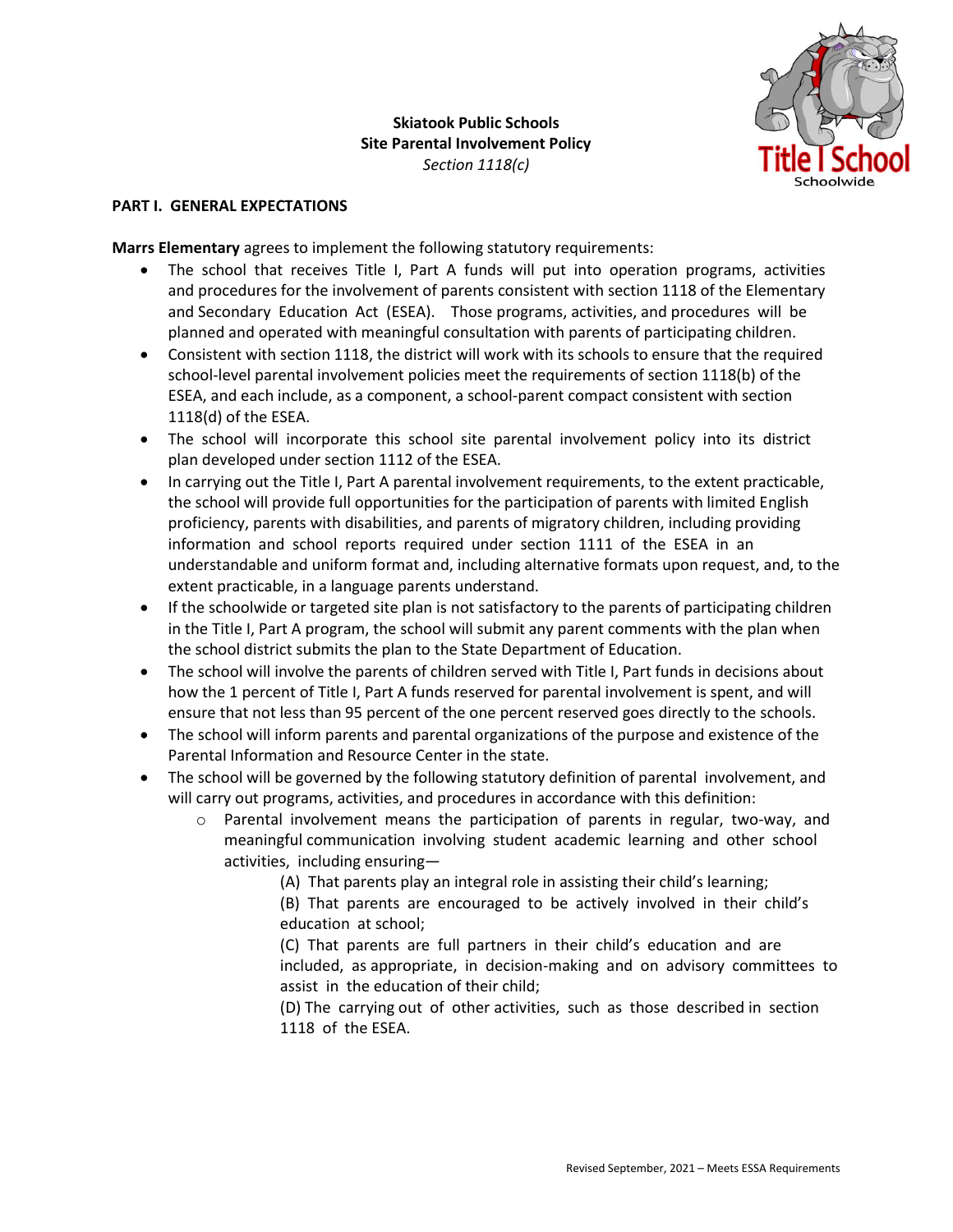**Skiatook Public Schools**
**Site Parental Involvement Policy**
*Section 1118(c)*

Title I School
Schoolwide

## PART I. GENERAL EXPECTATIONS

**Marrs Elementary** agrees to implement the following statutory requirements:

- The school that receives Title I, Part A funds will put into operation programs, activities and procedures for the involvement of parents consistent with section 1118 of the Elementary and Secondary Education Act (ESEA). Those programs, activities, and procedures will be planned and operated with meaningful consultation with parents of participating children.
- Consistent with section 1118, the district will work with its schools to ensure that the required school-level parental involvement policies meet the requirements of section 1118(b) of the ESEA, and each include, as a component, a school-parent compact consistent with section 1118(d) of the ESEA.
- The school will incorporate this school site parental involvement policy into its district plan developed under section 1112 of the ESEA.
- In carrying out the Title I, Part A parental involvement requirements, to the extent practicable, the school will provide full opportunities for the participation of parents with limited English proficiency, parents with disabilities, and parents of migratory children, including providing information and school reports required under section 1111 of the ESEA in an understandable and uniform format and, including alternative formats upon request, and, to the extent practicable, in a language parents understand.
- If the schoolwide or targeted site plan is not satisfactory to the parents of participating children in the Title I, Part A program, the school will submit any parent comments with the plan when the school district submits the plan to the State Department of Education.
- The school will involve the parents of children served with Title I, Part funds in decisions about how the 1 percent of Title I, Part A funds reserved for parental involvement is spent, and will ensure that not less than 95 percent of the one percent reserved goes directly to the schools.
- The school will inform parents and parental organizations of the purpose and existence of the Parental Information and Resource Center in the state.
- The school will be governed by the following statutory definition of parental involvement, and will carry out programs, activities, and procedures in accordance with this definition:
  - Parental involvement means the participation of parents in regular, two-way, and meaningful communication involving student academic learning and other school activities, including ensuring—

    (A) That parents play an integral role in assisting their child's learning;

    (B) That parents are encouraged to be actively involved in their child's education at school;

    (C) That parents are full partners in their child's education and are included, as appropriate, in decision-making and on advisory committees to assist in the education of their child;

    (D) The carrying out of other activities, such as those described in section 1118 of the ESEA.

Revised September, 2021 – Meets ESSA Requirements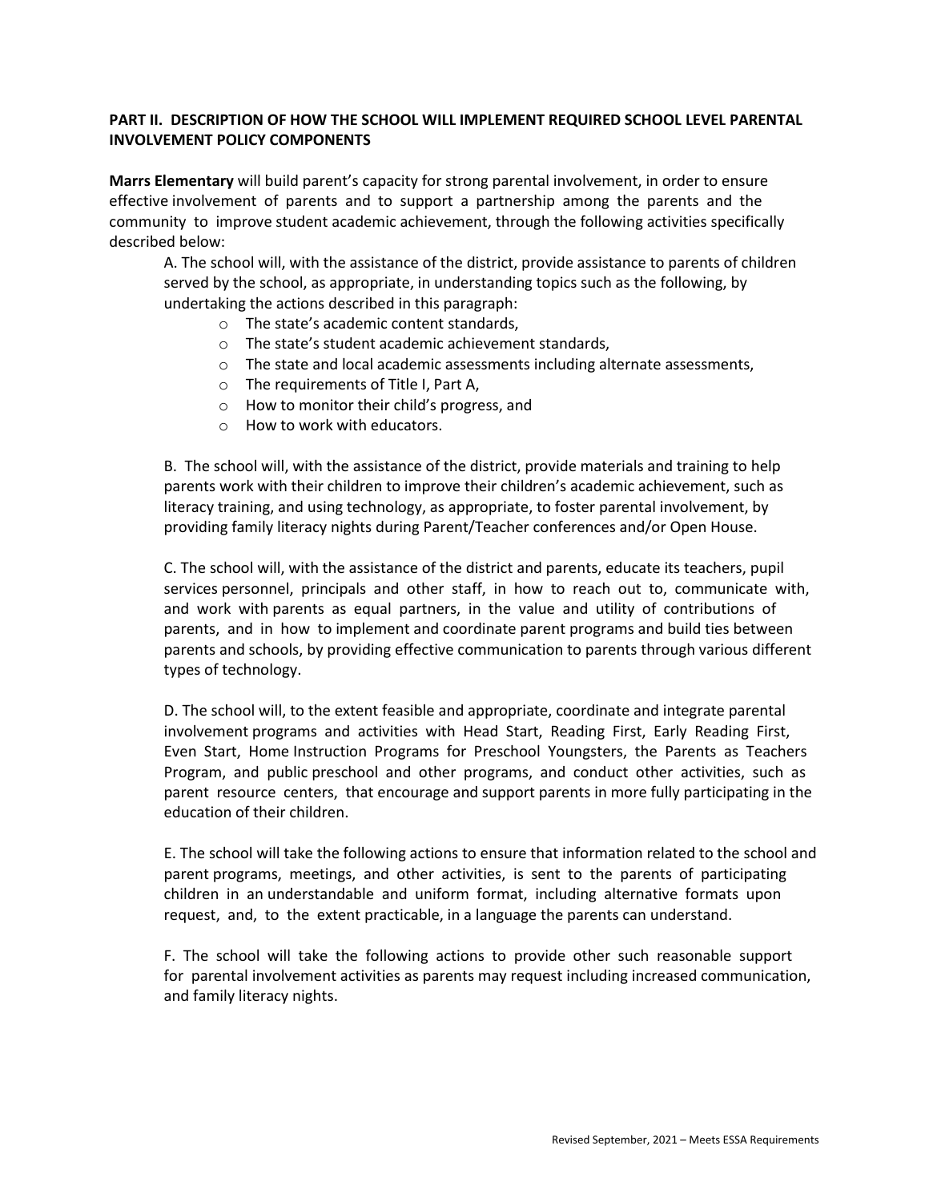**PART II. DESCRIPTION OF HOW THE SCHOOL WILL IMPLEMENT REQUIRED SCHOOL LEVEL PARENTAL INVOLVEMENT POLICY COMPONENTS**

**Marrs Elementary** will build parent's capacity for strong parental involvement, in order to ensure effective involvement of parents and to support a partnership among the parents and the community to improve student academic achievement, through the following activities specifically described below:

A. The school will, with the assistance of the district, provide assistance to parents of children served by the school, as appropriate, in understanding topics such as the following, by undertaking the actions described in this paragraph:

- The state's academic content standards,
- The state's student academic achievement standards,
- The state and local academic assessments including alternate assessments,
- The requirements of Title I, Part A,
- How to monitor their child's progress, and
- How to work with educators.

B. The school will, with the assistance of the district, provide materials and training to help parents work with their children to improve their children's academic achievement, such as literacy training, and using technology, as appropriate, to foster parental involvement, by providing family literacy nights during Parent/Teacher conferences and/or Open House.

C. The school will, with the assistance of the district and parents, educate its teachers, pupil services personnel, principals and other staff, in how to reach out to, communicate with, and work with parents as equal partners, in the value and utility of contributions of parents, and in how to implement and coordinate parent programs and build ties between parents and schools, by providing effective communication to parents through various different types of technology.

D. The school will, to the extent feasible and appropriate, coordinate and integrate parental involvement programs and activities with Head Start, Reading First, Early Reading First, Even Start, Home Instruction Programs for Preschool Youngsters, the Parents as Teachers Program, and public preschool and other programs, and conduct other activities, such as parent resource centers, that encourage and support parents in more fully participating in the education of their children.

E. The school will take the following actions to ensure that information related to the school and parent programs, meetings, and other activities, is sent to the parents of participating children in an understandable and uniform format, including alternative formats upon request, and, to the extent practicable, in a language the parents can understand.

F. The school will take the following actions to provide other such reasonable support for parental involvement activities as parents may request including increased communication, and family literacy nights.

Revised September, 2021 – Meets ESSA Requirements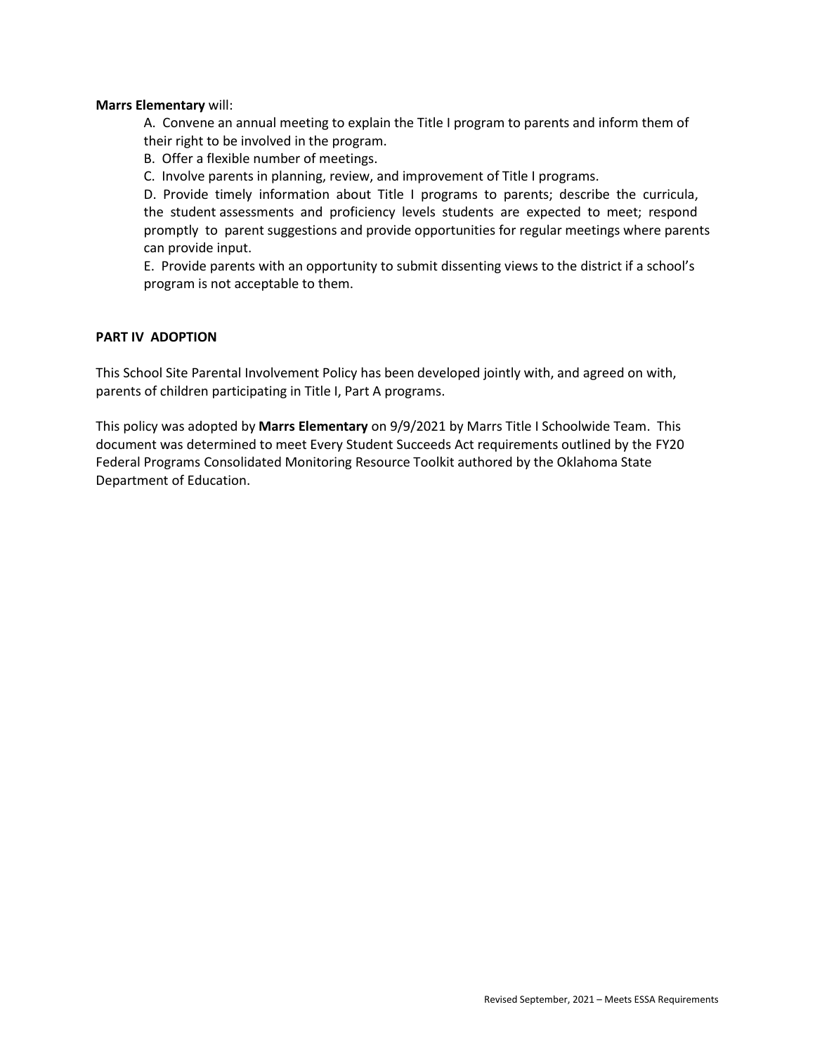**Marrs Elementary** will:

A. Convene an annual meeting to explain the Title I program to parents and inform them of their right to be involved in the program.

B. Offer a flexible number of meetings.

C. Involve parents in planning, review, and improvement of Title I programs.

D. Provide timely information about Title I programs to parents; describe the curricula, the student assessments and proficiency levels students are expected to meet; respond promptly to parent suggestions and provide opportunities for regular meetings where parents can provide input.

E. Provide parents with an opportunity to submit dissenting views to the district if a school's program is not acceptable to them.

**PART IV ADOPTION**

This School Site Parental Involvement Policy has been developed jointly with, and agreed on with, parents of children participating in Title I, Part A programs.

This policy was adopted by **Marrs Elementary** on 9/9/2021 by Marrs Title I Schoolwide Team. This document was determined to meet Every Student Succeeds Act requirements outlined by the FY20 Federal Programs Consolidated Monitoring Resource Toolkit authored by the Oklahoma State Department of Education.